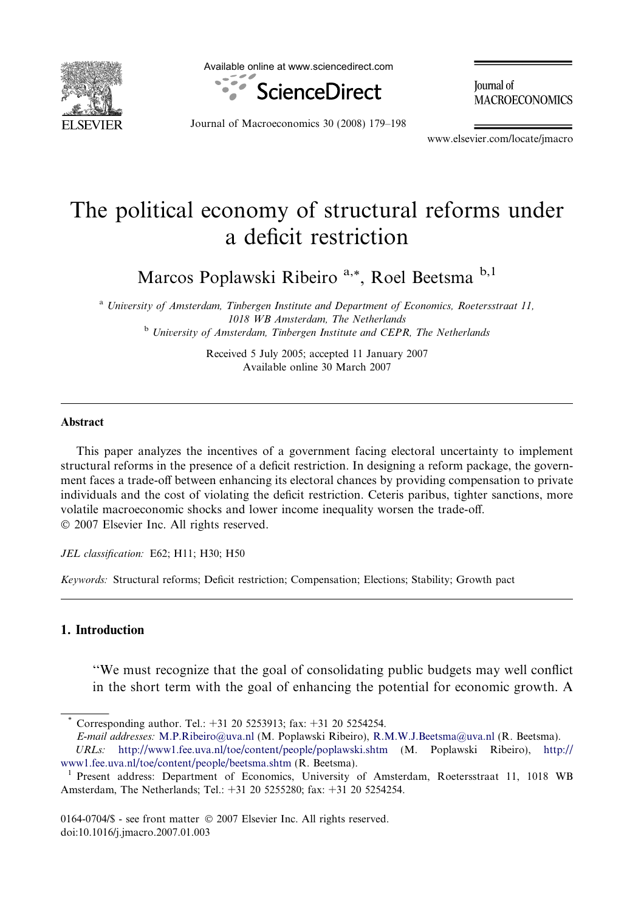Available online at www.sciencedirect.com

ScienceDirect

Journal of MACROECONOMICS

www.elsevier.com/locate/jmacro

# The political economy of structural reforms under a deficit restriction

Marcos Poplawski Ribeiro [a,*], Roel Beetsma [b,1]

[a] University of Amsterdam, Tinbergen Institute and Department of Economics, Roetersstraat 11, 1018 WB Amsterdam, The Netherlands

[b] University of Amsterdam, Tinbergen Institute and CEPR, The Netherlands

Received 5 July 2005; accepted 11 January 2007
Available online 30 March 2007

---

## Abstract

This paper analyzes the incentives of a government facing electoral uncertainty to implement structural reforms in the presence of a deficit restriction. In designing a reform package, the government faces a trade-off between enhancing its electoral chances by providing compensation to private individuals and the cost of violating the deficit restriction. Ceteris paribus, tighter sanctions, more volatile macroeconomic shocks and lower income inequality worsen the trade-off.
© 2007 Elsevier Inc. All rights reserved.

*JEL classification:* E62; H11; H30; H50

*Keywords:* Structural reforms; Deficit restriction; Compensation; Elections; Stability; Growth pact

---

## 1. Introduction

> "We must recognize that the goal of consolidating public budgets may well conflict in the short term with the goal of enhancing the potential for economic growth. A

---

* Corresponding author. Tel.: +31 20 5253913; fax: +31 20 5254254.
*E-mail addresses:* M.P.Ribeiro@uva.nl (M. Poplawski Ribeiro), R.M.W.J.Beetsma@uva.nl (R. Beetsma).
*URLs:* http://www1.fee.uva.nl/toe/content/people/poplawski.shtm (M. Poplawski Ribeiro), http://www1.fee.uva.nl/toe/content/people/beetsma.shtm (R. Beetsma).

[1] Present address: Department of Economics, University of Amsterdam, Roetersstraat 11, 1018 WB Amsterdam, The Netherlands; Tel.: +31 20 5255280; fax: +31 20 5254254.

0164-0704/$ - see front matter © 2007 Elsevier Inc. All rights reserved.
doi:10.1016/j.jmacro.2007.01.003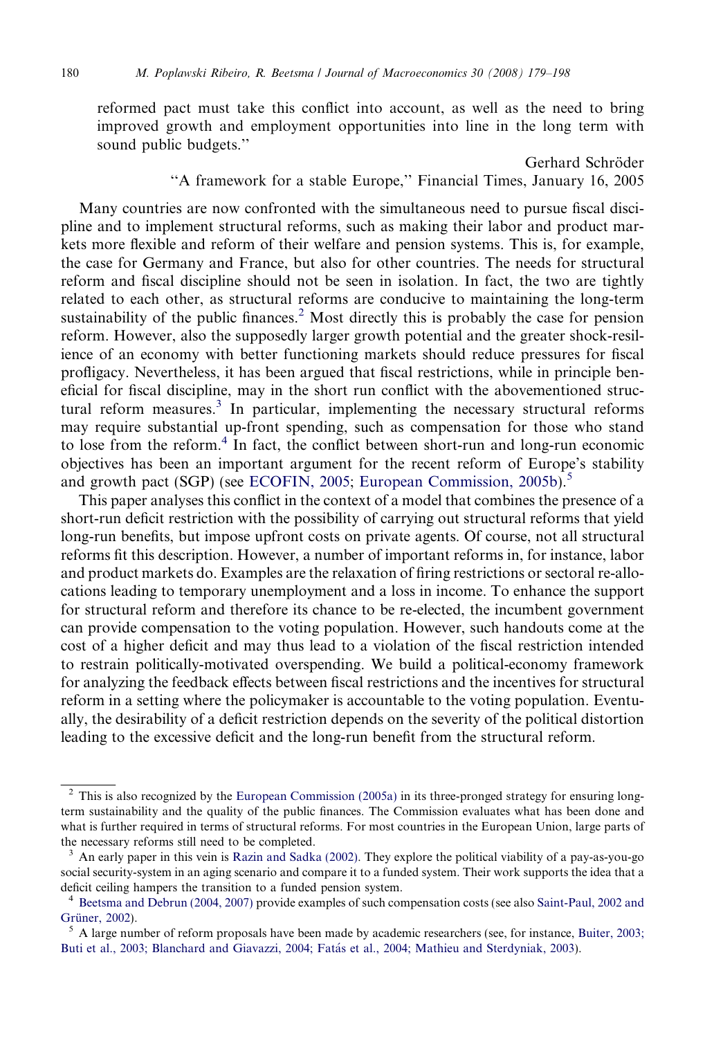reformed pact must take this conflict into account, as well as the need to bring improved growth and employment opportunities into line in the long term with sound public budgets.''

Gerhard Schröder

''A framework for a stable Europe,'' Financial Times, January 16, 2005

Many countries are now confronted with the simultaneous need to pursue fiscal discipline and to implement structural reforms, such as making their labor and product markets more flexible and reform of their welfare and pension systems. This is, for example, the case for Germany and France, but also for other countries. The needs for structural reform and fiscal discipline should not be seen in isolation. In fact, the two are tightly related to each other, as structural reforms are conducive to maintaining the long-term sustainability of the public finances.[2] Most directly this is probably the case for pension reform. However, also the supposedly larger growth potential and the greater shock-resilience of an economy with better functioning markets should reduce pressures for fiscal profligacy. Nevertheless, it has been argued that fiscal restrictions, while in principle beneficial for fiscal discipline, may in the short run conflict with the abovementioned structural reform measures.[3] In particular, implementing the necessary structural reforms may require substantial up-front spending, such as compensation for those who stand to lose from the reform.[4] In fact, the conflict between short-run and long-run economic objectives has been an important argument for the recent reform of Europe's stability and growth pact (SGP) (see ECOFIN, 2005; European Commission, 2005b).[5]

This paper analyses this conflict in the context of a model that combines the presence of a short-run deficit restriction with the possibility of carrying out structural reforms that yield long-run benefits, but impose upfront costs on private agents. Of course, not all structural reforms fit this description. However, a number of important reforms in, for instance, labor and product markets do. Examples are the relaxation of firing restrictions or sectoral re-allocations leading to temporary unemployment and a loss in income. To enhance the support for structural reform and therefore its chance to be re-elected, the incumbent government can provide compensation to the voting population. However, such handouts come at the cost of a higher deficit and may thus lead to a violation of the fiscal restriction intended to restrain politically-motivated overspending. We build a political-economy framework for analyzing the feedback effects between fiscal restrictions and the incentives for structural reform in a setting where the policymaker is accountable to the voting population. Eventually, the desirability of a deficit restriction depends on the severity of the political distortion leading to the excessive deficit and the long-run benefit from the structural reform.

---

[2] This is also recognized by the European Commission (2005a) in its three-pronged strategy for ensuring long-term sustainability and the quality of the public finances. The Commission evaluates what has been done and what is further required in terms of structural reforms. For most countries in the European Union, large parts of the necessary reforms still need to be completed.

[3] An early paper in this vein is Razin and Sadka (2002). They explore the political viability of a pay-as-you-go social security-system in an aging scenario and compare it to a funded system. Their work supports the idea that a deficit ceiling hampers the transition to a funded pension system.

[4] Beetsma and Debrun (2004, 2007) provide examples of such compensation costs (see also Saint-Paul, 2002 and Grüner, 2002).

[5] A large number of reform proposals have been made by academic researchers (see, for instance, Buiter, 2003; Buti et al., 2003; Blanchard and Giavazzi, 2004; Fatás et al., 2004; Mathieu and Sterdyniak, 2003).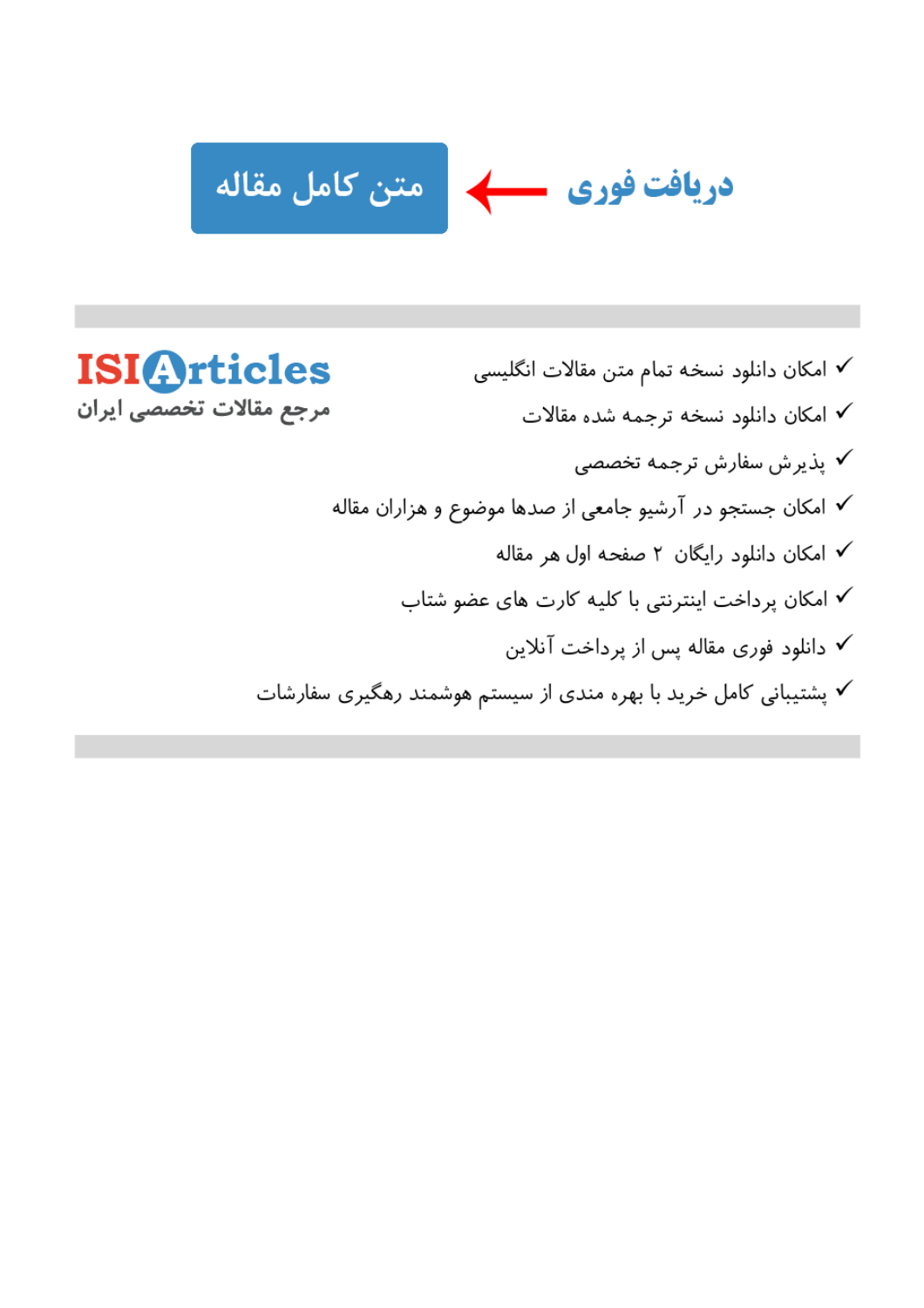دریافت فوری ← متن کامل مقاله

ISIArticles
مرجع مقالات تخصصی ایران

- ✓ امکان دانلود نسخه تمام متن مقالات انگلیسی
- ✓ امکان دانلود نسخه ترجمه شده مقالات
- ✓ پذیرش سفارش ترجمه تخصصی
- ✓ امکان جستجو در آرشیو جامعی از صدها موضوع و هزاران مقاله
- ✓ امکان دانلود رایگان ۲ صفحه اول هر مقاله
- ✓ امکان پرداخت اینترنتی با کلیه کارت های عضو شتاب
- ✓ دانلود فوری مقاله پس از پرداخت آنلاین
- ✓ پشتیبانی کامل خرید با بهره مندی از سیستم هوشمند رهگیری سفارشات